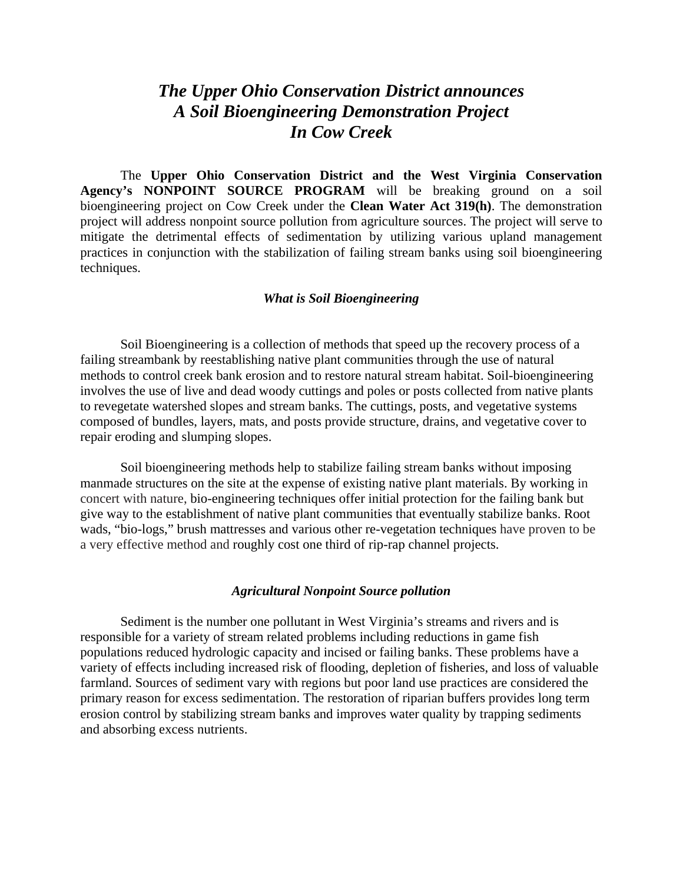# *The Upper Ohio Conservation District announces A Soil Bioengineering Demonstration Project In Cow Creek*

The **Upper Ohio Conservation District and the West Virginia Conservation Agency's NONPOINT SOURCE PROGRAM** will be breaking ground on a soil bioengineering project on Cow Creek under the **Clean Water Act 319(h)**. The demonstration project will address nonpoint source pollution from agriculture sources. The project will serve to mitigate the detrimental effects of sedimentation by utilizing various upland management practices in conjunction with the stabilization of failing stream banks using soil bioengineering techniques.

### *What is Soil Bioengineering*

Soil Bioengineering is a collection of methods that speed up the recovery process of a failing streambank by reestablishing native plant communities through the use of natural methods to control creek bank erosion and to restore natural stream habitat. Soil-bioengineering involves the use of live and dead woody cuttings and poles or posts collected from native plants to revegetate watershed slopes and stream banks. The cuttings, posts, and vegetative systems composed of bundles, layers, mats, and posts provide structure, drains, and vegetative cover to repair eroding and slumping slopes.

Soil bioengineering methods help to stabilize failing stream banks without imposing manmade structures on the site at the expense of existing native plant materials. By working in concert with nature, bio-engineering techniques offer initial protection for the failing bank but give way to the establishment of native plant communities that eventually stabilize banks. Root wads, "bio-logs," brush mattresses and various other re-vegetation techniques have proven to be a very effective method and roughly cost one third of rip-rap channel projects.

### *Agricultural Nonpoint Source pollution*

Sediment is the number one pollutant in West Virginia's streams and rivers and is responsible for a variety of stream related problems including reductions in game fish populations reduced hydrologic capacity and incised or failing banks. These problems have a variety of effects including increased risk of flooding, depletion of fisheries, and loss of valuable farmland. Sources of sediment vary with regions but poor land use practices are considered the primary reason for excess sedimentation. The restoration of riparian buffers provides long term erosion control by stabilizing stream banks and improves water quality by trapping sediments and absorbing excess nutrients.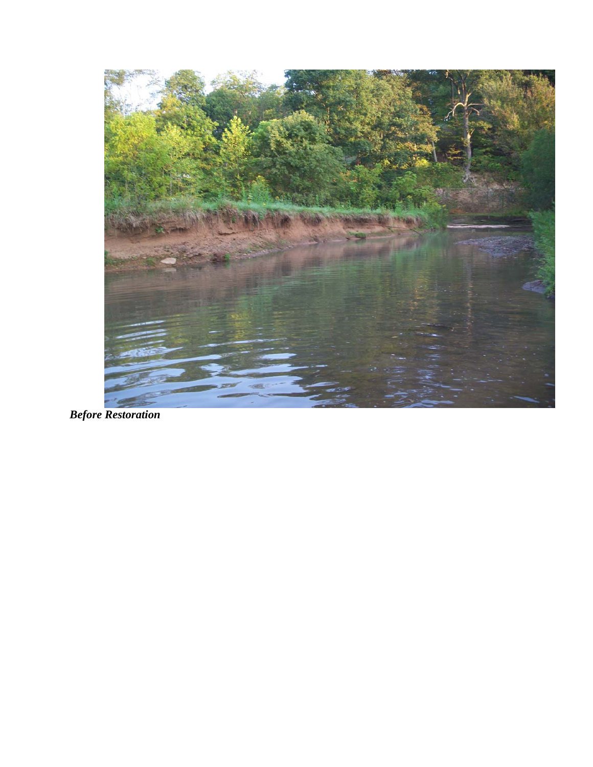***Before Restoration***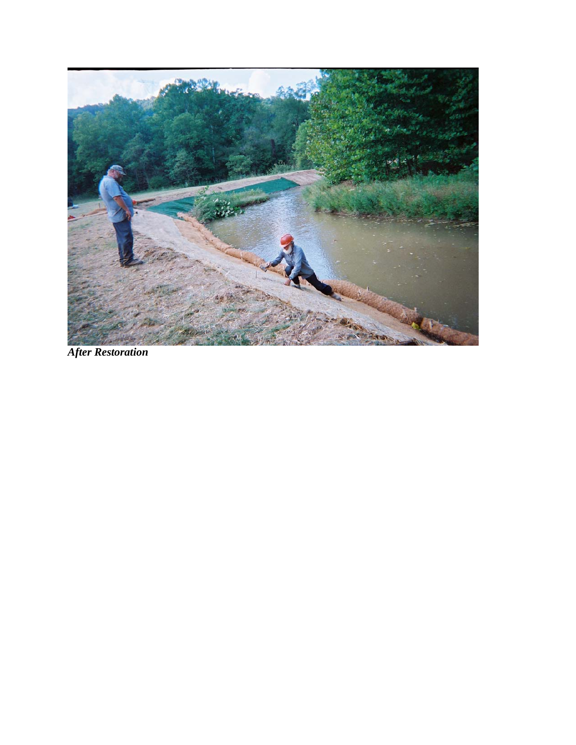***After Restoration***